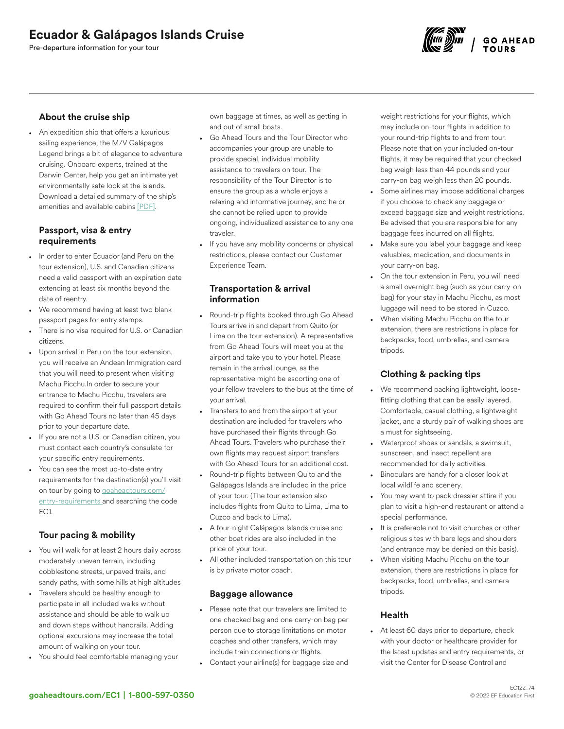# Ecuador & Galápagos Islands Cruise

Pre-departure information for your tour

## About the cruise ship

- An expedition ship that offers a luxurious sailing experience, the M/V Galápagos Legend brings a bit of elegance to adventure cruising. Onboard experts, trained at the Darwin Center, help you get an intimate yet environmentally safe look at the islands. Download a detailed summary of the ship's amenities and available cabins [PDF].

## Passport, visa & entry requirements

- In order to enter Ecuador (and Peru on the tour extension), U.S. and Canadian citizens need a valid passport with an expiration date extending at least six months beyond the date of reentry.
- We recommend having at least two blank passport pages for entry stamps.
- There is no visa required for U.S. or Canadian citizens.
- Upon arrival in Peru on the tour extension, you will receive an Andean Immigration card that you will need to present when visiting Machu Picchu.In order to secure your entrance to Machu Picchu, travelers are required to confirm their full passport details with Go Ahead Tours no later than 45 days prior to your departure date.
- If you are not a U.S. or Canadian citizen, you must contact each country's consulate for your specific entry requirements.
- You can see the most up-to-date entry requirements for the destination(s) you'll visit on tour by going to goaheadtours.com/entry-requirements and searching the code EC1.

## Tour pacing & mobility

- You will walk for at least 2 hours daily across moderately uneven terrain, including cobblestone streets, unpaved trails, and sandy paths, with some hills at high altitudes
- Travelers should be healthy enough to participate in all included walks without assistance and should be able to walk up and down steps without handrails. Adding optional excursions may increase the total amount of walking on your tour.
- You should feel comfortable managing your own baggage at times, as well as getting in and out of small boats.
- Go Ahead Tours and the Tour Director who accompanies your group are unable to provide special, individual mobility assistance to travelers on tour. The responsibility of the Tour Director is to ensure the group as a whole enjoys a relaxing and informative journey, and he or she cannot be relied upon to provide ongoing, individualized assistance to any one traveler.
- If you have any mobility concerns or physical restrictions, please contact our Customer Experience Team.

## Transportation & arrival information

- Round-trip flights booked through Go Ahead Tours arrive in and depart from Quito (or Lima on the tour extension). A representative from Go Ahead Tours will meet you at the airport and take you to your hotel. Please remain in the arrival lounge, as the representative might be escorting one of your fellow travelers to the bus at the time of your arrival.
- Transfers to and from the airport at your destination are included for travelers who have purchased their flights through Go Ahead Tours. Travelers who purchase their own flights may request airport transfers with Go Ahead Tours for an additional cost.
- Round-trip flights between Quito and the Galápagos Islands are included in the price of your tour. (The tour extension also includes flights from Quito to Lima, Lima to Cuzco and back to Lima).
- A four-night Galápagos Islands cruise and other boat rides are also included in the price of your tour.
- All other included transportation on this tour is by private motor coach.

## Baggage allowance

- Please note that our travelers are limited to one checked bag and one carry-on bag per person due to storage limitations on motor coaches and other transfers, which may include train connections or flights.
- Contact your airline(s) for baggage size and weight restrictions for your flights, which may include on-tour flights in addition to your round-trip flights to and from tour. Please note that on your included on-tour flights, it may be required that your checked bag weigh less than 44 pounds and your carry-on bag weigh less than 20 pounds.
- Some airlines may impose additional charges if you choose to check any baggage or exceed baggage size and weight restrictions. Be advised that you are responsible for any baggage fees incurred on all flights.
- Make sure you label your baggage and keep valuables, medication, and documents in your carry-on bag.
- On the tour extension in Peru, you will need a small overnight bag (such as your carry-on bag) for your stay in Machu Picchu, as most luggage will need to be stored in Cuzco.
- When visiting Machu Picchu on the tour extension, there are restrictions in place for backpacks, food, umbrellas, and camera tripods.

## Clothing & packing tips

- We recommend packing lightweight, loose-fitting clothing that can be easily layered. Comfortable, casual clothing, a lightweight jacket, and a sturdy pair of walking shoes are a must for sightseeing.
- Waterproof shoes or sandals, a swimsuit, sunscreen, and insect repellent are recommended for daily activities.
- Binoculars are handy for a closer look at local wildlife and scenery.
- You may want to pack dressier attire if you plan to visit a high-end restaurant or attend a special performance.
- It is preferable not to visit churches or other religious sites with bare legs and shoulders (and entrance may be denied on this basis).
- When visiting Machu Picchu on the tour extension, there are restrictions in place for backpacks, food, umbrellas, and camera tripods.

## Health

- At least 60 days prior to departure, check with your doctor or healthcare provider for the latest updates and entry requirements, or visit the Center for Disease Control and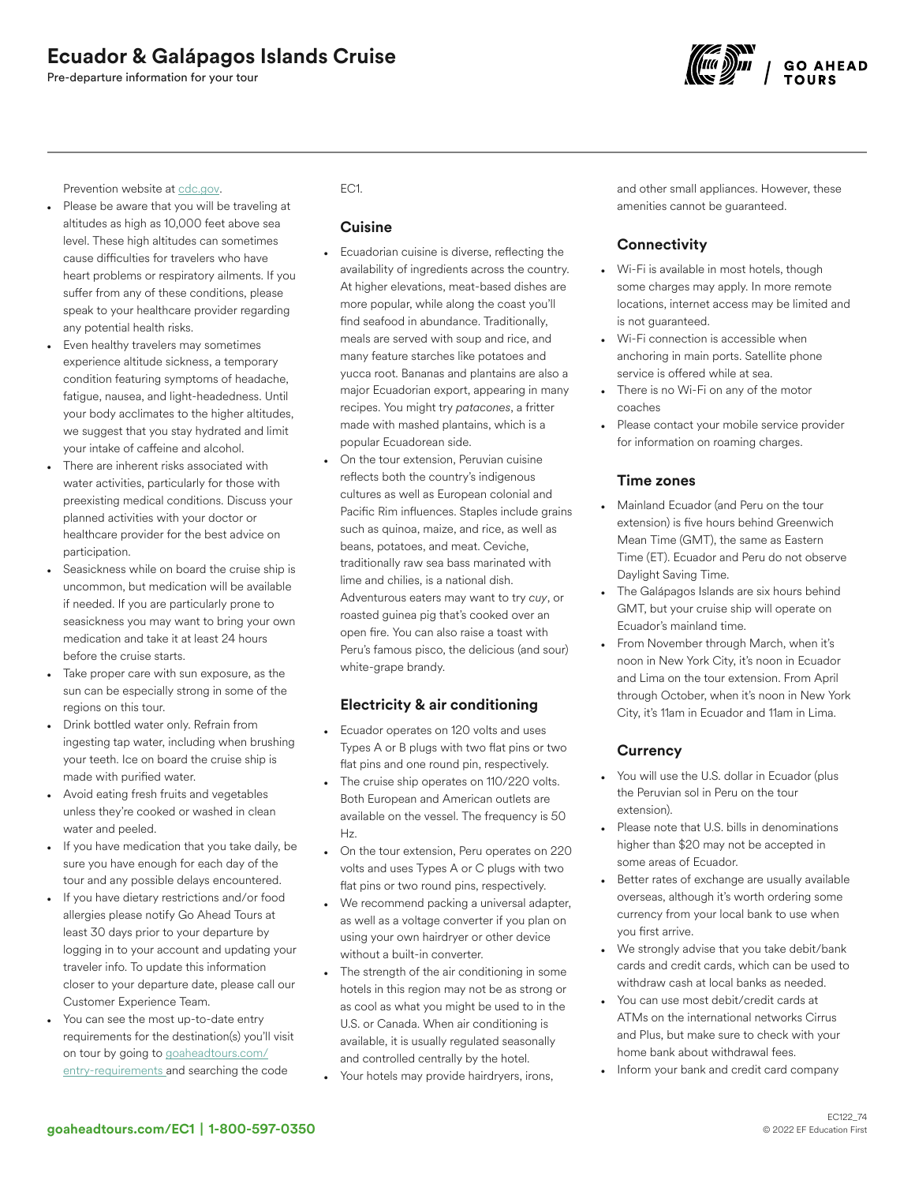Prevention website at [cdc.gov](cdc.gov).

- Please be aware that you will be traveling at altitudes as high as 10,000 feet above sea level. These high altitudes can sometimes cause difficulties for travelers who have heart problems or respiratory ailments. If you suffer from any of these conditions, please speak to your healthcare provider regarding any potential health risks.
- Even healthy travelers may sometimes experience altitude sickness, a temporary condition featuring symptoms of headache, fatigue, nausea, and light-headedness. Until your body acclimates to the higher altitudes, we suggest that you stay hydrated and limit your intake of caffeine and alcohol.
- There are inherent risks associated with water activities, particularly for those with preexisting medical conditions. Discuss your planned activities with your doctor or healthcare provider for the best advice on participation.
- Seasickness while on board the cruise ship is uncommon, but medication will be available if needed. If you are particularly prone to seasickness you may want to bring your own medication and take it at least 24 hours before the cruise starts.
- Take proper care with sun exposure, as the sun can be especially strong in some of the regions on this tour.
- Drink bottled water only. Refrain from ingesting tap water, including when brushing your teeth. Ice on board the cruise ship is made with purified water.
- Avoid eating fresh fruits and vegetables unless they're cooked or washed in clean water and peeled.
- If you have medication that you take daily, be sure you have enough for each day of the tour and any possible delays encountered.
- If you have dietary restrictions and/or food allergies please notify Go Ahead Tours at least 30 days prior to your departure by logging in to your account and updating your traveler info. To update this information closer to your departure date, please call our Customer Experience Team.
- You can see the most up-to-date entry requirements for the destination(s) you'll visit on tour by going to [goaheadtours.com/entry-requirements](goaheadtours.com/entry-requirements) and searching the code EC1.

### Cuisine

- Ecuadorian cuisine is diverse, reflecting the availability of ingredients across the country. At higher elevations, meat-based dishes are more popular, while along the coast you'll find seafood in abundance. Traditionally, meals are served with soup and rice, and many feature starches like potatoes and yucca root. Bananas and plantains are also a major Ecuadorian export, appearing in many recipes. You might try *patacones*, a fritter made with mashed plantains, which is a popular Ecuadorean side.
- On the tour extension, Peruvian cuisine reflects both the country's indigenous cultures as well as European colonial and Pacific Rim influences. Staples include grains such as quinoa, maize, and rice, as well as beans, potatoes, and meat. Ceviche, traditionally raw sea bass marinated with lime and chilies, is a national dish. Adventurous eaters may want to try *cuy*, or roasted guinea pig that's cooked over an open fire. You can also raise a toast with Peru's famous pisco, the delicious (and sour) white-grape brandy.

### Electricity & air conditioning

- Ecuador operates on 120 volts and uses Types A or B plugs with two flat pins or two flat pins and one round pin, respectively.
- The cruise ship operates on 110/220 volts. Both European and American outlets are available on the vessel. The frequency is 50 Hz.
- On the tour extension, Peru operates on 220 volts and uses Types A or C plugs with two flat pins or two round pins, respectively.
- We recommend packing a universal adapter, as well as a voltage converter if you plan on using your own hairdryer or other device without a built-in converter.
- The strength of the air conditioning in some hotels in this region may not be as strong or as cool as what you might be used to in the U.S. or Canada. When air conditioning is available, it is usually regulated seasonally and controlled centrally by the hotel.
- Your hotels may provide hairdryers, irons, and other small appliances. However, these amenities cannot be guaranteed.

### Connectivity

- Wi-Fi is available in most hotels, though some charges may apply. In more remote locations, internet access may be limited and is not guaranteed.
- Wi-Fi connection is accessible when anchoring in main ports. Satellite phone service is offered while at sea.
- There is no Wi-Fi on any of the motor coaches
- Please contact your mobile service provider for information on roaming charges.

### Time zones

- Mainland Ecuador (and Peru on the tour extension) is five hours behind Greenwich Mean Time (GMT), the same as Eastern Time (ET). Ecuador and Peru do not observe Daylight Saving Time.
- The Galápagos Islands are six hours behind GMT, but your cruise ship will operate on Ecuador's mainland time.
- From November through March, when it's noon in New York City, it's noon in Ecuador and Lima on the tour extension. From April through October, when it's noon in New York City, it's 11am in Ecuador and 11am in Lima.

### Currency

- You will use the U.S. dollar in Ecuador (plus the Peruvian sol in Peru on the tour extension).
- Please note that U.S. bills in denominations higher than $20 may not be accepted in some areas of Ecuador.
- Better rates of exchange are usually available overseas, although it's worth ordering some currency from your local bank to use when you first arrive.
- We strongly advise that you take debit/bank cards and credit cards, which can be used to withdraw cash at local banks as needed.
- You can use most debit/credit cards at ATMs on the international networks Cirrus and Plus, but make sure to check with your home bank about withdrawal fees.
- Inform your bank and credit card company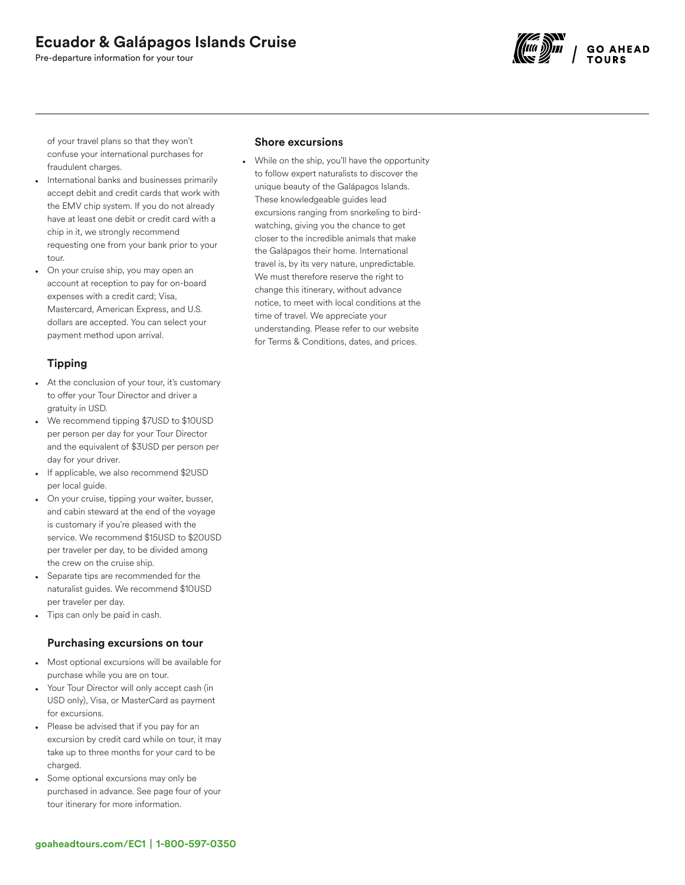of your travel plans so that they won't confuse your international purchases for fraudulent charges.

- International banks and businesses primarily accept debit and credit cards that work with the EMV chip system. If you do not already have at least one debit or credit card with a chip in it, we strongly recommend requesting one from your bank prior to your tour.
- On your cruise ship, you may open an account at reception to pay for on-board expenses with a credit card; Visa, Mastercard, American Express, and U.S. dollars are accepted. You can select your payment method upon arrival.

### Tipping

- At the conclusion of your tour, it's customary to offer your Tour Director and driver a gratuity in USD.
- We recommend tipping $7USD to $10USD per person per day for your Tour Director and the equivalent of $3USD per person per day for your driver.
- If applicable, we also recommend $2USD per local guide.
- On your cruise, tipping your waiter, busser, and cabin steward at the end of the voyage is customary if you're pleased with the service. We recommend $15USD to $20USD per traveler per day, to be divided among the crew on the cruise ship.
- Separate tips are recommended for the naturalist guides. We recommend $10USD per traveler per day.
- Tips can only be paid in cash.

### Purchasing excursions on tour

- Most optional excursions will be available for purchase while you are on tour.
- Your Tour Director will only accept cash (in USD only), Visa, or MasterCard as payment for excursions.
- Please be advised that if you pay for an excursion by credit card while on tour, it may take up to three months for your card to be charged.
- Some optional excursions may only be purchased in advance. See page four of your tour itinerary for more information.

### Shore excursions

- While on the ship, you'll have the opportunity to follow expert naturalists to discover the unique beauty of the Galápagos Islands. These knowledgeable guides lead excursions ranging from snorkeling to bird-watching, giving you the chance to get closer to the incredible animals that make the Galápagos their home. International travel is, by its very nature, unpredictable. We must therefore reserve the right to change this itinerary, without advance notice, to meet with local conditions at the time of travel. We appreciate your understanding. Please refer to our website for Terms & Conditions, dates, and prices.